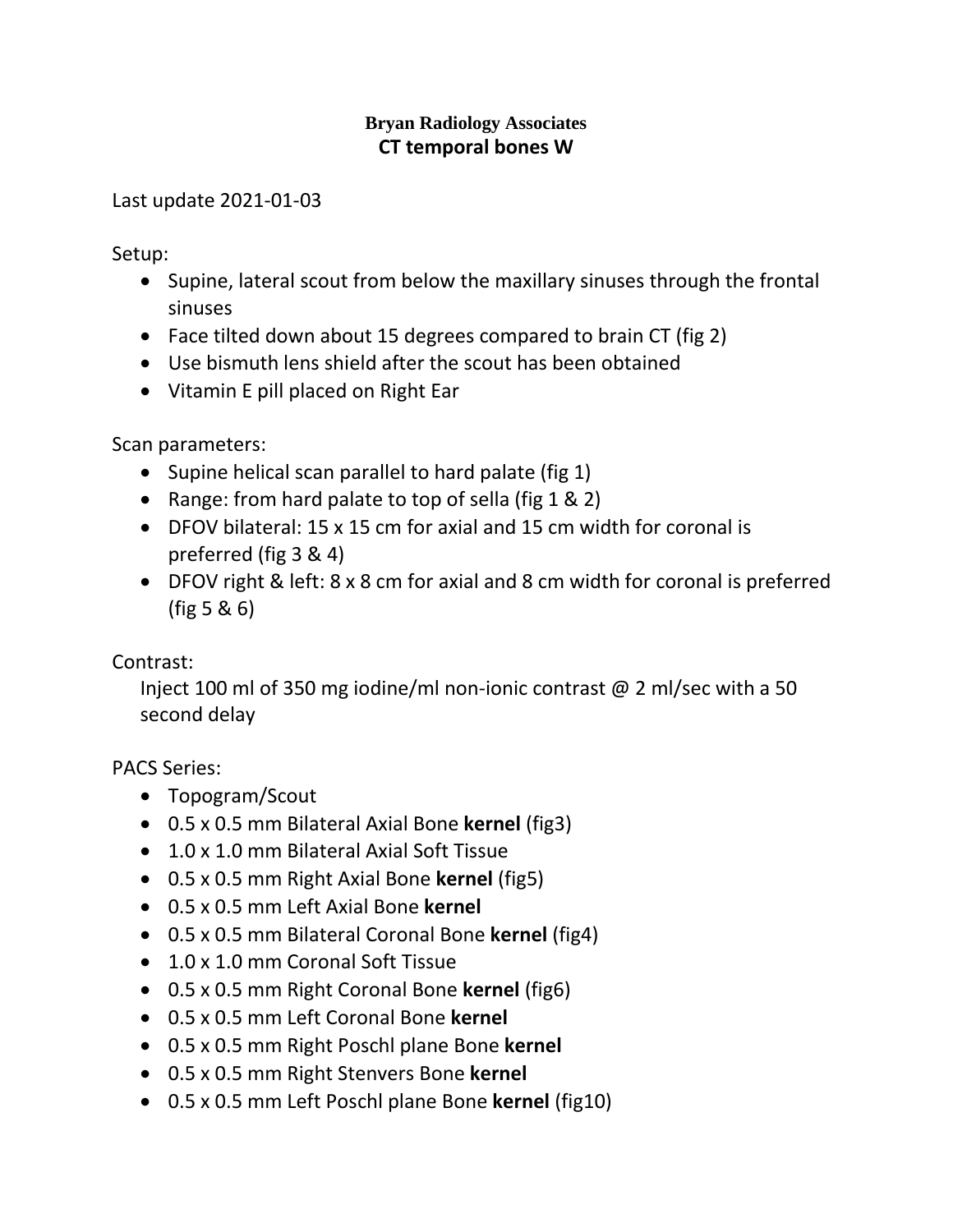# Bryan Radiology Associates

## CT temporal bones W

Last update 2021-01-03

Setup:

- Supine, lateral scout from below the maxillary sinuses through the frontal sinuses
- Face tilted down about 15 degrees compared to brain CT (fig 2)
- Use bismuth lens shield after the scout has been obtained
- Vitamin E pill placed on Right Ear

Scan parameters:

- Supine helical scan parallel to hard palate (fig 1)
- Range: from hard palate to top of sella (fig 1 & 2)
- DFOV bilateral: 15 x 15 cm for axial and 15 cm width for coronal is preferred (fig 3 & 4)
- DFOV right & left: 8 x 8 cm for axial and 8 cm width for coronal is preferred (fig 5 & 6)

Contrast:

Inject 100 ml of 350 mg iodine/ml non-ionic contrast @ 2 ml/sec with a 50 second delay

PACS Series:

- Topogram/Scout
- 0.5 x 0.5 mm Bilateral Axial Bone **kernel** (fig3)
- 1.0 x 1.0 mm Bilateral Axial Soft Tissue
- 0.5 x 0.5 mm Right Axial Bone **kernel** (fig5)
- 0.5 x 0.5 mm Left Axial Bone **kernel**
- 0.5 x 0.5 mm Bilateral Coronal Bone **kernel** (fig4)
- 1.0 x 1.0 mm Coronal Soft Tissue
- 0.5 x 0.5 mm Right Coronal Bone **kernel** (fig6)
- 0.5 x 0.5 mm Left Coronal Bone **kernel**
- 0.5 x 0.5 mm Right Poschl plane Bone **kernel**
- 0.5 x 0.5 mm Right Stenvers Bone **kernel**
- 0.5 x 0.5 mm Left Poschl plane Bone **kernel** (fig10)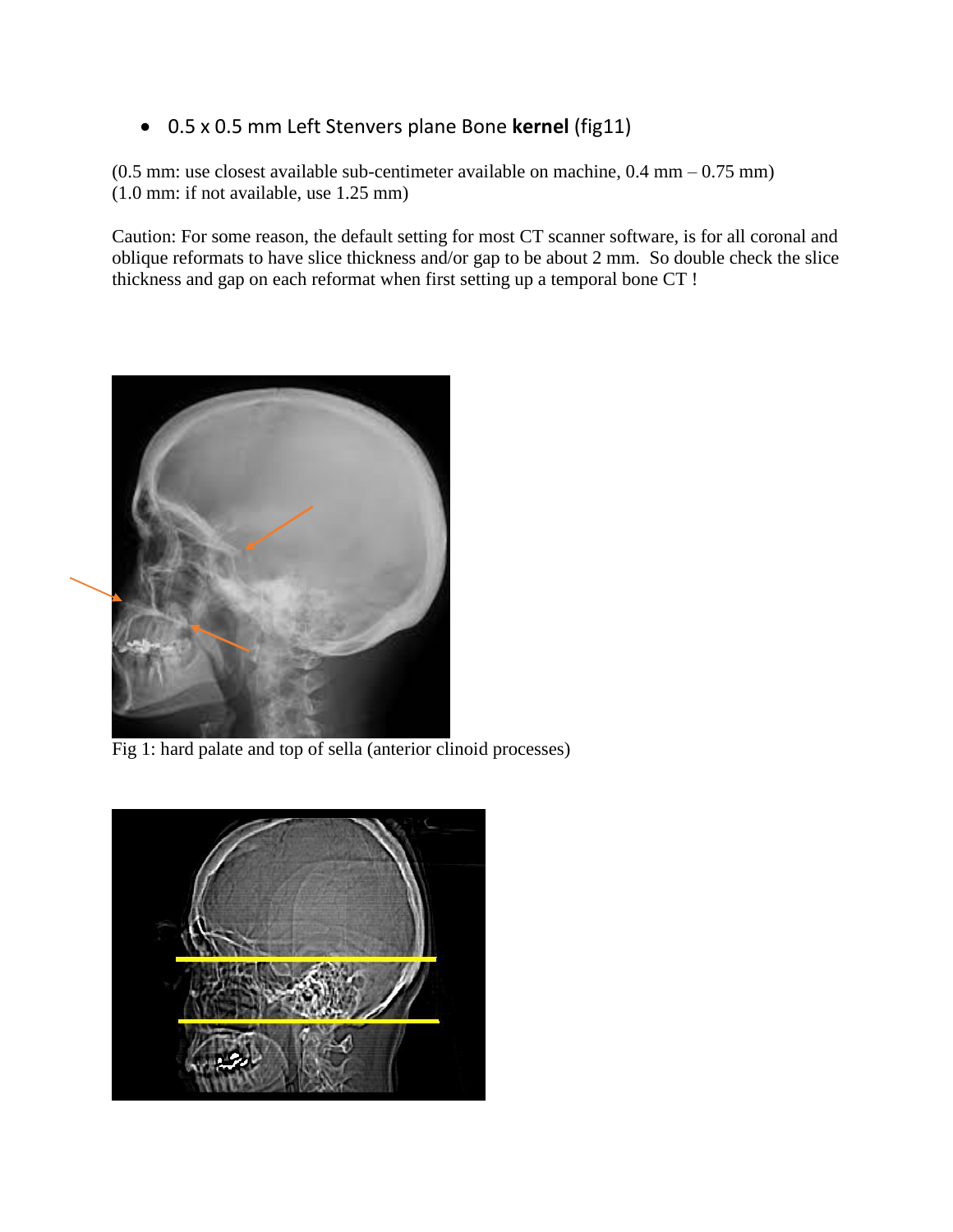- 0.5 x 0.5 mm Left Stenvers plane Bone **kernel** (fig11)

(0.5 mm: use closest available sub-centimeter available on machine, 0.4 mm – 0.75 mm)
(1.0 mm: if not available, use 1.25 mm)

Caution: For some reason, the default setting for most CT scanner software, is for all coronal and oblique reformats to have slice thickness and/or gap to be about 2 mm. So double check the slice thickness and gap on each reformat when first setting up a temporal bone CT !

Fig 1: hard palate and top of sella (anterior clinoid processes)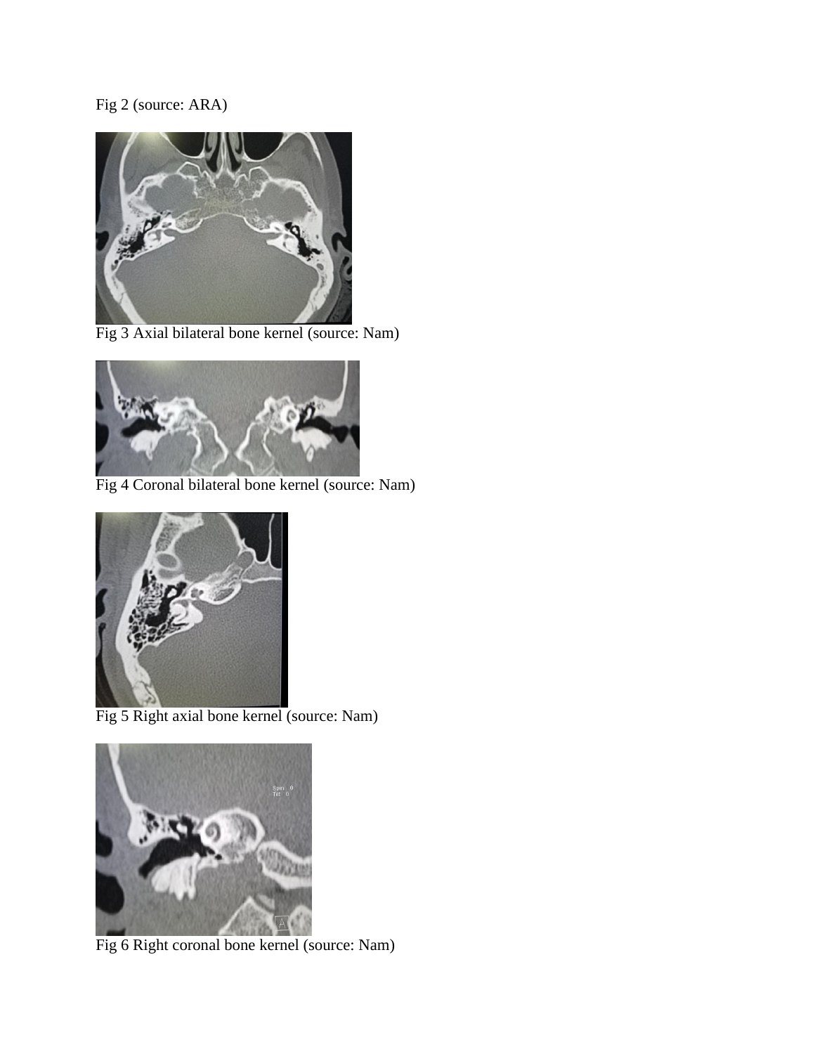Fig 2 (source: ARA)

Fig 3 Axial bilateral bone kernel (source: Nam)

Fig 4 Coronal bilateral bone kernel (source: Nam)

Fig 5 Right axial bone kernel (source: Nam)

Fig 6 Right coronal bone kernel (source: Nam)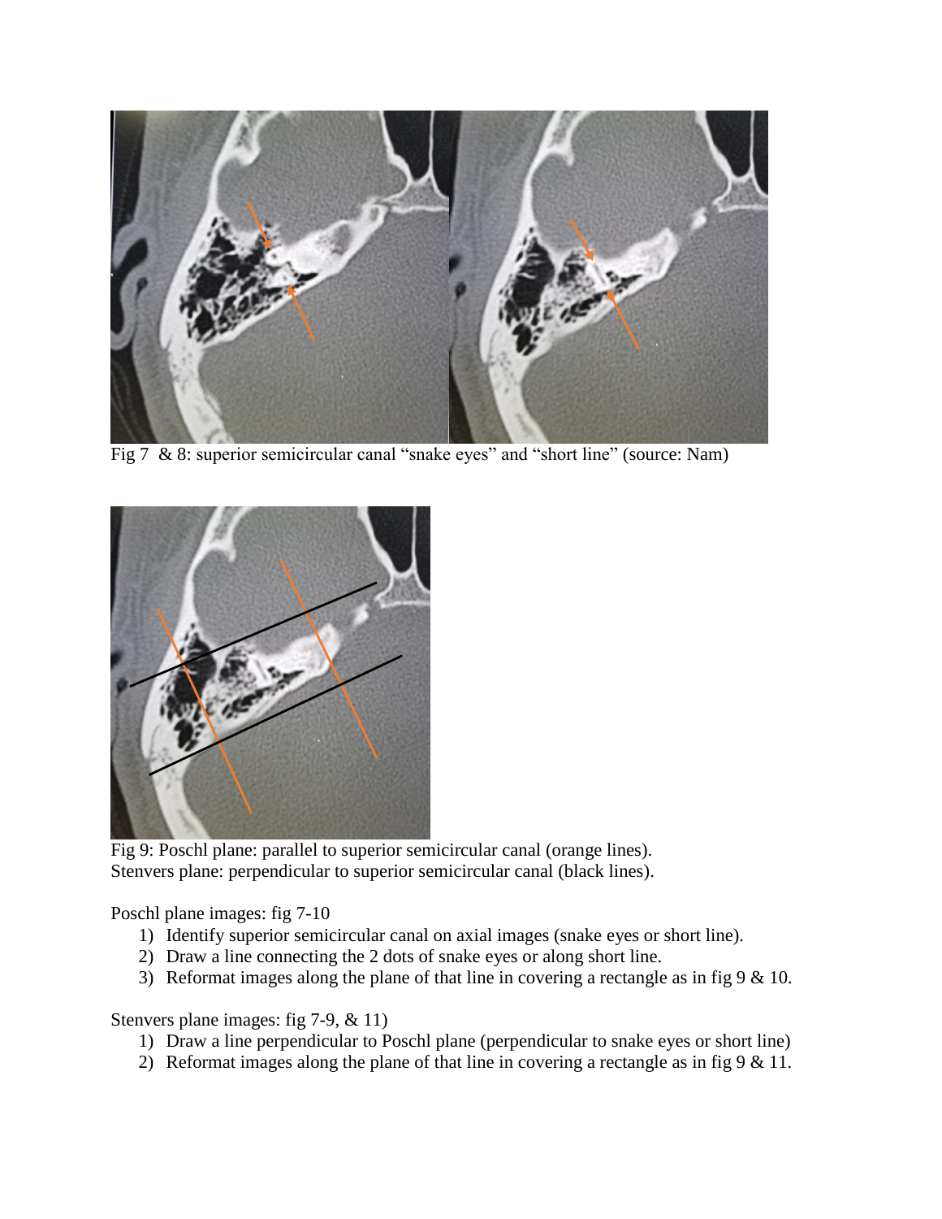Fig 7 & 8: superior semicircular canal "snake eyes" and "short line" (source: Nam)

Fig 9: Poschl plane: parallel to superior semicircular canal (orange lines).
Stenvers plane: perpendicular to superior semicircular canal (black lines).

Poschl plane images: fig 7-10

1) Identify superior semicircular canal on axial images (snake eyes or short line).
2) Draw a line connecting the 2 dots of snake eyes or along short line.
3) Reformat images along the plane of that line in covering a rectangle as in fig 9 & 10.

Stenvers plane images: fig 7-9, & 11)

1) Draw a line perpendicular to Poschl plane (perpendicular to snake eyes or short line)
2) Reformat images along the plane of that line in covering a rectangle as in fig 9 & 11.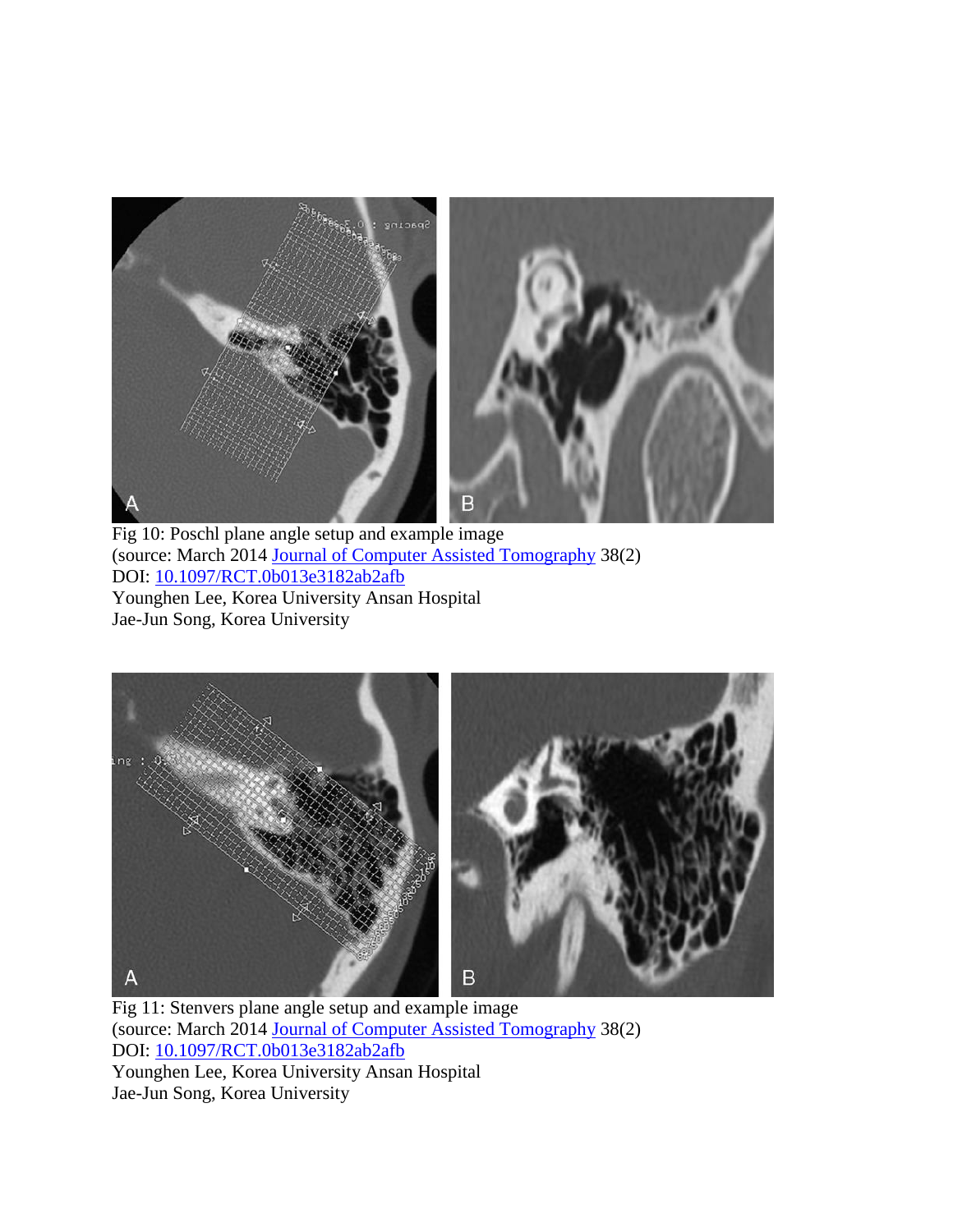Fig 10: Poschl plane angle setup and example image
(source: March 2014 Journal of Computer Assisted Tomography 38(2)
DOI: 10.1097/RCT.0b013e3182ab2afb
Younghen Lee, Korea University Ansan Hospital
Jae-Jun Song, Korea University

Fig 11: Stenvers plane angle setup and example image
(source: March 2014 Journal of Computer Assisted Tomography 38(2)
DOI: 10.1097/RCT.0b013e3182ab2afb
Younghen Lee, Korea University Ansan Hospital
Jae-Jun Song, Korea University